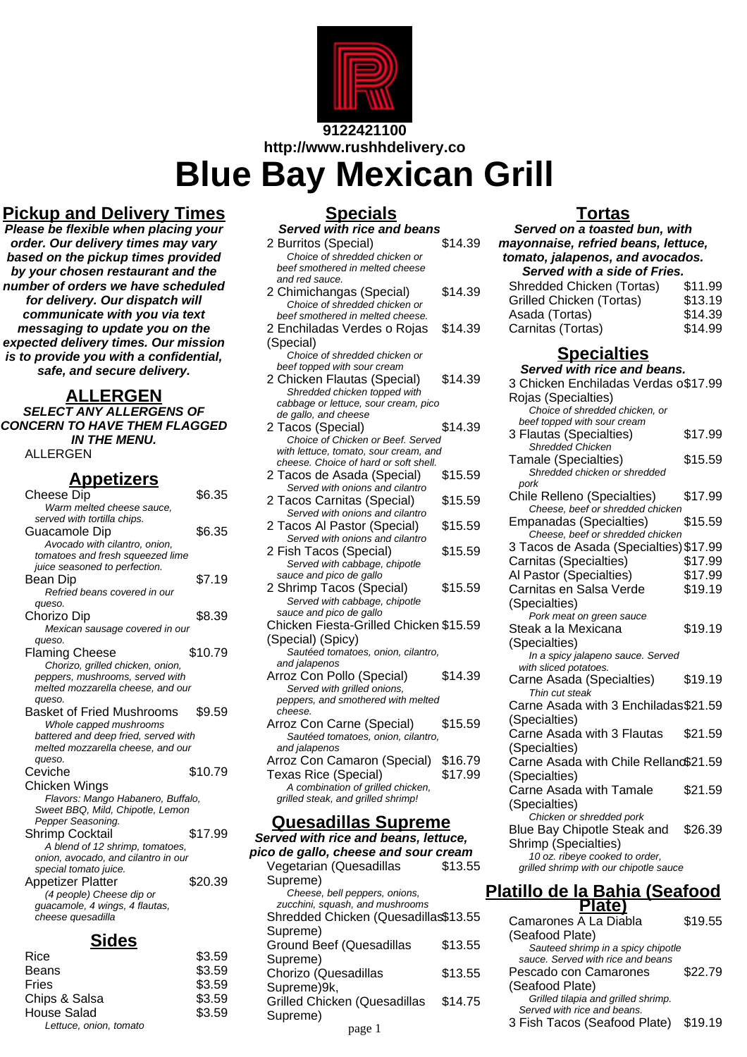9122421100

http://www.rushhdelivery.co

# Blue Bay Mexican Grill

## Pickup and Delivery Times

***Please be flexible when placing your order. Our delivery times may vary based on the pickup times provided by your chosen restaurant and the number of orders we have scheduled for delivery. Our dispatch will communicate with you via text messaging to update you on the expected delivery times. Our mission is to provide you with a confidential, safe, and secure delivery.***

## ALLERGEN

***SELECT ANY ALLERGENS OF CONCERN TO HAVE THEM FLAGGED IN THE MENU.***

ALLERGEN

## Appetizers

| Item | Price |
| --- | --- |
| Cheese Dip<br>*Warm melted cheese sauce, served with tortilla chips.* | $6.35 |
| Guacamole Dip<br>*Avocado with cilantro, onion, tomatoes and fresh squeezed lime juice seasoned to perfection.* | $6.35 |
| Bean Dip<br>*Refried beans covered in our queso.* | $7.19 |
| Chorizo Dip<br>*Mexican sausage covered in our queso.* | $8.39 |
| Flaming Cheese<br>*Chorizo, grilled chicken, onion, peppers, mushrooms, served with melted mozzarella cheese, and our queso.* | $10.79 |
| Basket of Fried Mushrooms<br>*Whole capped mushrooms battered and deep fried, served with melted mozzarella cheese, and our queso.* | $9.59 |
| Ceviche | $10.79 |
| Chicken Wings<br>*Flavors: Mango Habanero, Buffalo, Sweet BBQ, Mild, Chipotle, Lemon Pepper Seasoning.* | |
| Shrimp Cocktail<br>*A blend of 12 shrimp, tomatoes, onion, avocado, and cilantro in our special tomato juice.* | $17.99 |
| Appetizer Platter<br>*(4 people) Cheese dip or guacamole, 4 wings, 4 flautas, cheese quesadilla* | $20.39 |

## Sides

| Item | Price |
| --- | --- |
| Rice | $3.59 |
| Beans | $3.59 |
| Fries | $3.59 |
| Chips & Salsa | $3.59 |
| House Salad<br>*Lettuce, onion, tomato* | $3.59 |

## Specials

***Served with rice and beans***

| Item | Price |
| --- | --- |
| 2 Burritos (Special)<br>*Choice of shredded chicken or beef smothered in melted cheese and red sauce.* | $14.39 |
| 2 Chimichangas (Special)<br>*Choice of shredded chicken or beef smothered in melted cheese.* | $14.39 |
| 2 Enchiladas Verdes o Rojas (Special)<br>*Choice of shredded chicken or beef topped with sour cream* | $14.39 |
| 2 Chicken Flautas (Special)<br>*Shredded chicken topped with cabbage or lettuce, sour cream, pico de gallo, and cheese* | $14.39 |
| 2 Tacos (Special)<br>*Choice of Chicken or Beef. Served with lettuce, tomato, sour cream, and cheese. Choice of hard or soft shell.* | $14.39 |
| 2 Tacos de Asada (Special)<br>*Served with onions and cilantro* | $15.59 |
| 2 Tacos Carnitas (Special)<br>*Served with onions and cilantro* | $15.59 |
| 2 Tacos Al Pastor (Special)<br>*Served with onions and cilantro* | $15.59 |
| 2 Fish Tacos (Special)<br>*Served with cabbage, chipotle sauce and pico de gallo* | $15.59 |
| 2 Shrimp Tacos (Special)<br>*Served with cabbage, chipotle sauce and pico de gallo* | $15.59 |
| Chicken Fiesta-Grilled Chicken (Special) (Spicy)<br>*Sautéed tomatoes, onion, cilantro, and jalapenos* | $15.59 |
| Arroz Con Pollo (Special)<br>*Served with grilled onions, peppers, and smothered with melted cheese.* | $14.39 |
| Arroz Con Carne (Special)<br>*Sautéed tomatoes, onion, cilantro, and jalapenos* | $15.59 |
| Arroz Con Camaron (Special) | $16.79 |
| Texas Rice (Special)<br>*A combination of grilled chicken, grilled steak, and grilled shrimp!* | $17.99 |

## Quesadillas Supreme

***Served with rice and beans, lettuce, pico de gallo, cheese and sour cream***

| Item | Price |
| --- | --- |
| Vegetarian (Quesadillas Supreme)<br>*Cheese, bell peppers, onions, zucchini, squash, and mushrooms* | $13.55 |
| Shredded Chicken (Quesadillas Supreme) | $13.55 |
| Ground Beef (Quesadillas Supreme) | $13.55 |
| Chorizo (Quesadillas Supreme)9k, | $13.55 |
| Grilled Chicken (Quesadillas Supreme) | $14.75 |

## Tortas

***Served on a toasted bun, with mayonnaise, refried beans, lettuce, tomato, jalapenos, and avocados. Served with a side of Fries.***

| Item | Price |
| --- | --- |
| Shredded Chicken (Tortas) | $11.99 |
| Grilled Chicken (Tortas) | $13.19 |
| Asada (Tortas) | $14.39 |
| Carnitas (Tortas) | $14.99 |

## Specialties

***Served with rice and beans.***

| Item | Price |
| --- | --- |
| 3 Chicken Enchiladas Verdas o Rojas (Specialties)<br>*Choice of shredded chicken, or beef topped with sour cream* | $17.99 |
| 3 Flautas (Specialties)<br>*Shredded Chicken* | $17.99 |
| Tamale (Specialties)<br>*Shredded chicken or shredded pork* | $15.59 |
| Chile Relleno (Specialties)<br>*Cheese, beef or shredded chicken* | $17.99 |
| Empanadas (Specialties)<br>*Cheese, beef or shredded chicken* | $15.59 |
| 3 Tacos de Asada (Specialties) | $17.99 |
| Carnitas (Specialties) | $17.99 |
| Al Pastor (Specialties) | $17.99 |
| Carnitas en Salsa Verde (Specialties)<br>*Pork meat on green sauce* | $19.19 |
| Steak a la Mexicana (Specialties)<br>*In a spicy jalapeno sauce. Served with sliced potatoes.* | $19.19 |
| Carne Asada (Specialties)<br>*Thin cut steak* | $19.19 |
| Carne Asada with 3 Enchiladas (Specialties) | $21.59 |
| Carne Asada with 3 Flautas (Specialties) | $21.59 |
| Carne Asada with Chile Relleno (Specialties) | $21.59 |
| Carne Asada with Tamale (Specialties)<br>*Chicken or shredded pork* | $21.59 |
| Blue Bay Chipotle Steak and Shrimp (Specialties)<br>*10 oz. ribeye cooked to order, grilled shrimp with our chipotle sauce* | $26.39 |

## Platillo de la Bahia (Seafood Plate)

| Item | Price |
| --- | --- |
| Camarones A La Diabla (Seafood Plate)<br>*Sauteed shrimp in a spicy chipotle sauce. Served with rice and beans* | $19.55 |
| Pescado con Camarones (Seafood Plate)<br>*Grilled tilapia and grilled shrimp. Served with rice and beans.* | $22.79 |
| 3 Fish Tacos (Seafood Plate) | $19.19 |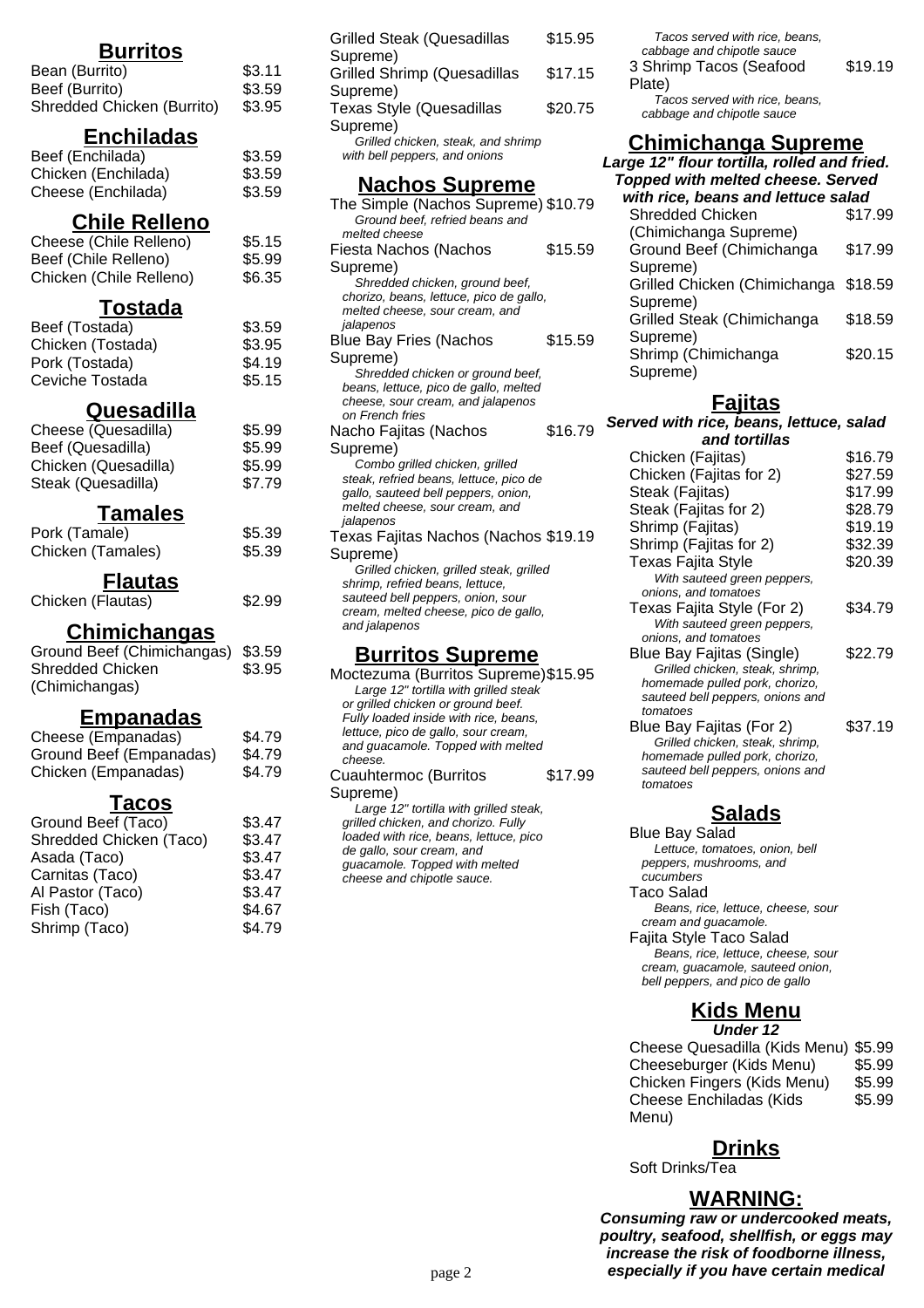## Burritos

| Item | Price |
|---|---|
| Bean (Burrito) | $3.11 |
| Beef (Burrito) | $3.59 |
| Shredded Chicken (Burrito) | $3.95 |

## Enchiladas

| Item | Price |
|---|---|
| Beef (Enchilada) | $3.59 |
| Chicken (Enchilada) | $3.59 |
| Cheese (Enchilada) | $3.59 |

## Chile Relleno

| Item | Price |
|---|---|
| Cheese (Chile Relleno) | $5.15 |
| Beef (Chile Relleno) | $5.99 |
| Chicken (Chile Relleno) | $6.35 |

## Tostada

| Item | Price |
|---|---|
| Beef (Tostada) | $3.59 |
| Chicken (Tostada) | $3.95 |
| Pork (Tostada) | $4.19 |
| Ceviche Tostada | $5.15 |

## Quesadilla

| Item | Price |
|---|---|
| Cheese (Quesadilla) | $5.99 |
| Beef (Quesadilla) | $5.99 |
| Chicken (Quesadilla) | $5.99 |
| Steak (Quesadilla) | $7.79 |

## Tamales

| Item | Price |
|---|---|
| Pork (Tamale) | $5.39 |
| Chicken (Tamales) | $5.39 |

## Flautas

| Item | Price |
|---|---|
| Chicken (Flautas) | $2.99 |

## Chimichangas

| Item | Price |
|---|---|
| Ground Beef (Chimichangas) | $3.59 |
| Shredded Chicken (Chimichangas) | $3.95 |

## Empanadas

| Item | Price |
|---|---|
| Cheese (Empanadas) | $4.79 |
| Ground Beef (Empanadas) | $4.79 |
| Chicken (Empanadas) | $4.79 |

## Tacos

| Item | Price |
|---|---|
| Ground Beef (Taco) | $3.47 |
| Shredded Chicken (Taco) | $3.47 |
| Asada (Taco) | $3.47 |
| Carnitas (Taco) | $3.47 |
| Al Pastor (Taco) | $3.47 |
| Fish (Taco) | $4.67 |
| Shrimp (Taco) | $4.79 |

Grilled Steak (Quesadillas Supreme) — $15.95

Grilled Shrimp (Quesadillas Supreme) — $17.15

Texas Style (Quesadillas Supreme) — $20.75
*Grilled chicken, steak, and shrimp with bell peppers, and onions*

## Nachos Supreme

The Simple (Nachos Supreme) — $10.79
*Ground beef, refried beans and melted cheese*

Fiesta Nachos (Nachos Supreme) — $15.59
*Shredded chicken, ground beef, chorizo, beans, lettuce, pico de gallo, melted cheese, sour cream, and jalapenos*

Blue Bay Fries (Nachos Supreme) — $15.59
*Shredded chicken or ground beef, beans, lettuce, pico de gallo, melted cheese, sour cream, and jalapenos on French fries*

Nacho Fajitas (Nachos Supreme) — $16.79
*Combo grilled chicken, grilled steak, refried beans, lettuce, pico de gallo, sauteed bell peppers, onion, melted cheese, sour cream, and jalapenos*

Texas Fajitas Nachos (Nachos Supreme) — $19.19
*Grilled chicken, grilled steak, grilled shrimp, refried beans, lettuce, sauteed bell peppers, onion, sour cream, melted cheese, pico de gallo, and jalapenos*

## Burritos Supreme

Moctezuma (Burritos Supreme) — $15.95
*Large 12" tortilla with grilled steak or grilled chicken or ground beef. Fully loaded inside with rice, beans, lettuce, pico de gallo, sour cream, and guacamole. Topped with melted cheese.*

Cuauhtermoc (Burritos Supreme) — $17.99
*Large 12" tortilla with grilled steak, grilled chicken, and chorizo. Fully loaded with rice, beans, lettuce, pico de gallo, sour cream, and guacamole. Topped with melted cheese and chipotle sauce.*

*Tacos served with rice, beans, cabbage and chipotle sauce*

3 Shrimp Tacos (Seafood Plate) — $19.19
*Tacos served with rice, beans, cabbage and chipotle sauce*

## Chimichanga Supreme

***Large 12" flour tortilla, rolled and fried. Topped with melted cheese. Served with rice, beans and lettuce salad***

| Item | Price |
|---|---|
| Shredded Chicken (Chimichanga Supreme) | $17.99 |
| Ground Beef (Chimichanga Supreme) | $17.99 |
| Grilled Chicken (Chimichanga Supreme) | $18.59 |
| Grilled Steak (Chimichanga Supreme) | $18.59 |
| Shrimp (Chimichanga Supreme) | $20.15 |

## Fajitas

***Served with rice, beans, lettuce, salad and tortillas***

| Item | Price |
|---|---|
| Chicken (Fajitas) | $16.79 |
| Chicken (Fajitas for 2) | $27.59 |
| Steak (Fajitas) | $17.99 |
| Steak (Fajitas for 2) | $28.79 |
| Shrimp (Fajitas) | $19.19 |
| Shrimp (Fajitas for 2) | $32.39 |
| Texas Fajita Style *With sauteed green peppers, onions, and tomatoes* | $20.39 |
| Texas Fajita Style (For 2) *With sauteed green peppers, onions, and tomatoes* | $34.79 |
| Blue Bay Fajitas (Single) *Grilled chicken, steak, shrimp, homemade pulled pork, chorizo, sauteed bell peppers, onions and tomatoes* | $22.79 |
| Blue Bay Fajitas (For 2) *Grilled chicken, steak, shrimp, homemade pulled pork, chorizo, sauteed bell peppers, onions and tomatoes* | $37.19 |

## Salads

Blue Bay Salad
*Lettuce, tomatoes, onion, bell peppers, mushrooms, and cucumbers*

Taco Salad
*Beans, rice, lettuce, cheese, sour cream and guacamole.*

Fajita Style Taco Salad
*Beans, rice, lettuce, cheese, sour cream, guacamole, sauteed onion, bell peppers, and pico de gallo*

## Kids Menu

***Under 12***

| Item | Price |
|---|---|
| Cheese Quesadilla (Kids Menu) | $5.99 |
| Cheeseburger (Kids Menu) | $5.99 |
| Chicken Fingers (Kids Menu) | $5.99 |
| Cheese Enchiladas (Kids Menu) | $5.99 |

## Drinks

Soft Drinks/Tea

## WARNING:

***Consuming raw or undercooked meats, poultry, seafood, shellfish, or eggs may increase the risk of foodborne illness, especially if you have certain medical***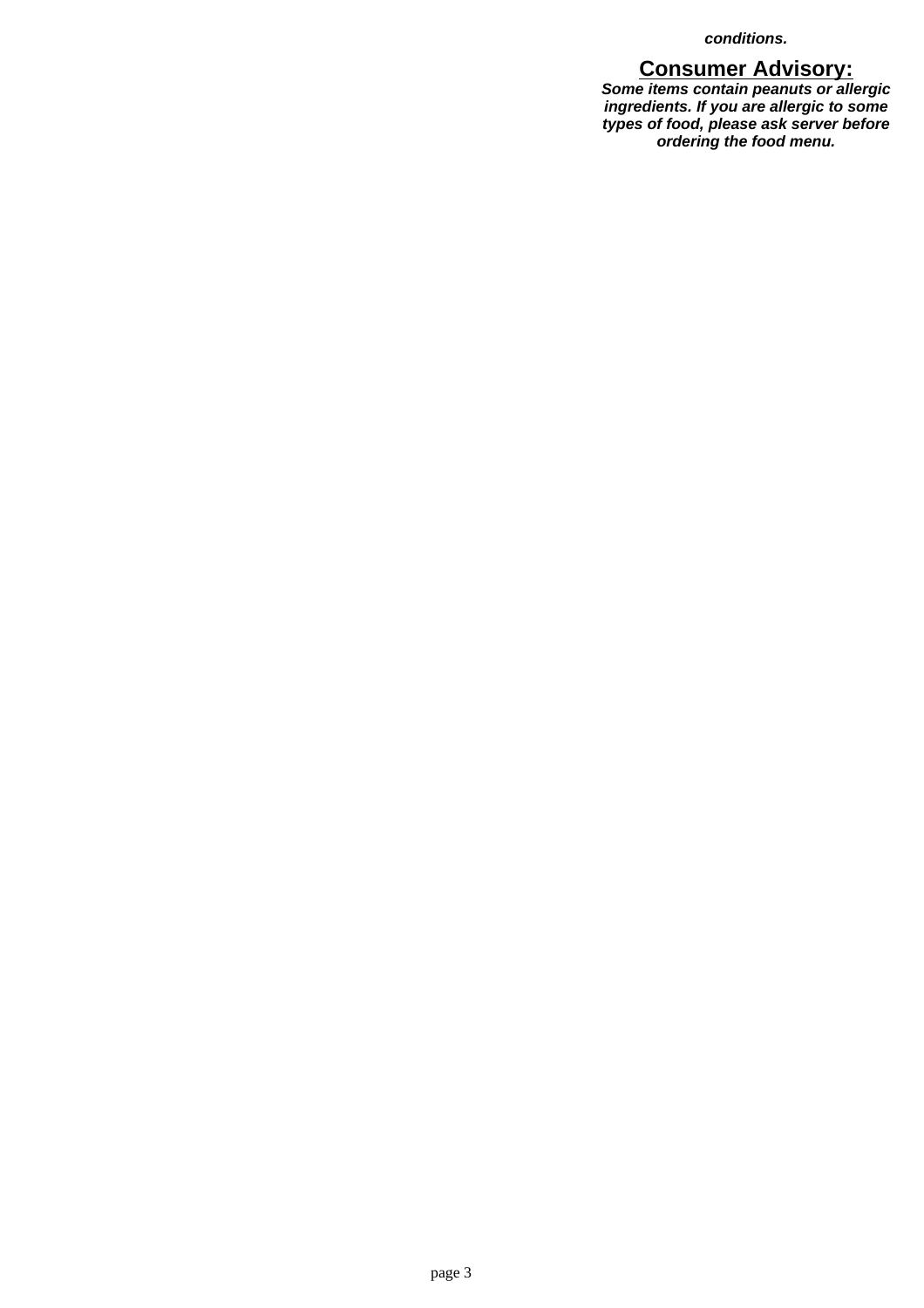***conditions.***

## Consumer Advisory:

***Some items contain peanuts or allergic ingredients. If you are allergic to some types of food, please ask server before ordering the food menu.***